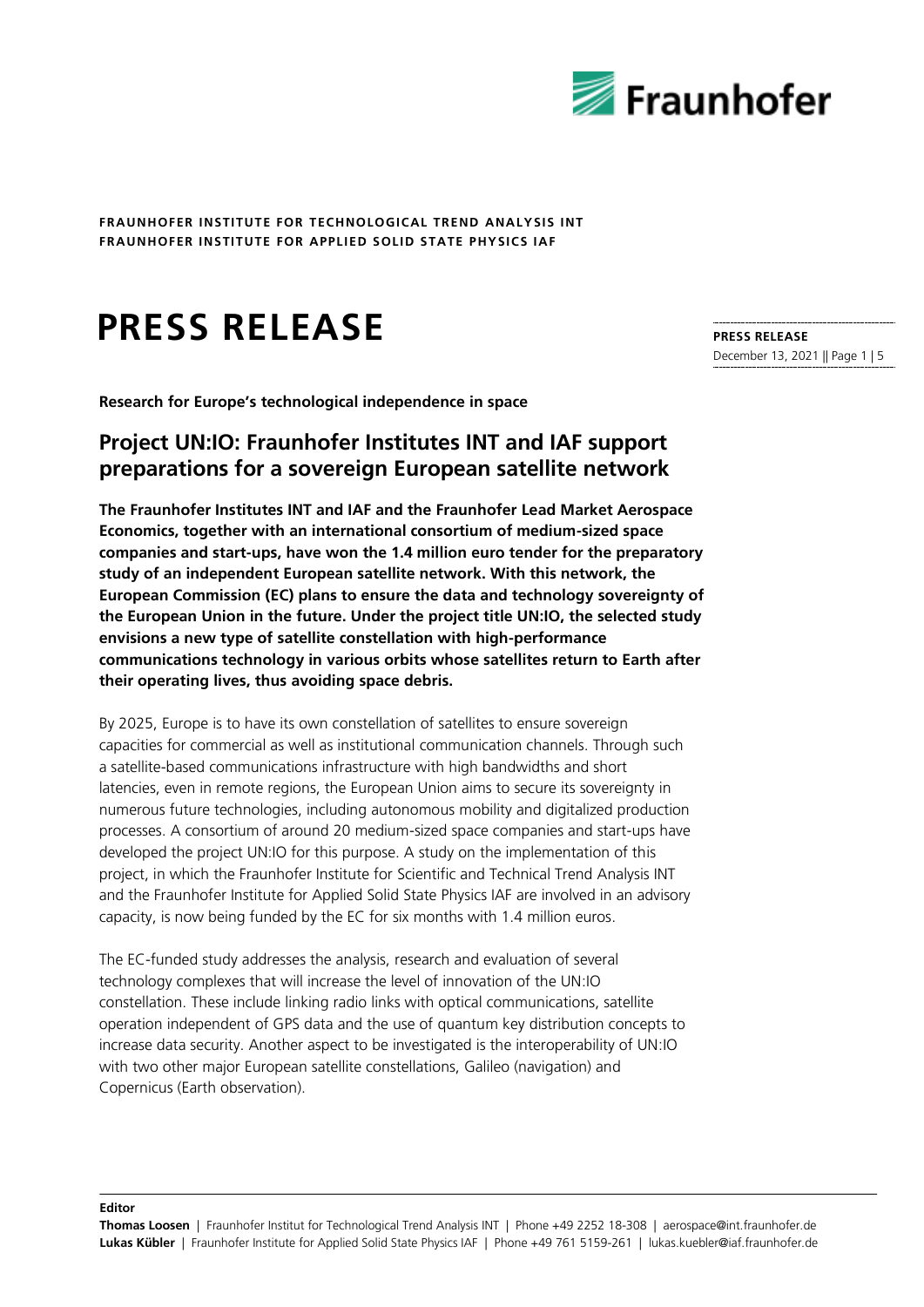FRAUNHOFER INSTITUTE FOR TECHNOLOGICAL TREND ANALYSIS INT
FRAUNHOFER INSTITUTE FOR APPLIED SOLID STATE PHYSICS IAF

# PRESS RELEASE

**PRESS RELEASE**
December 13, 2021

**Research for Europe's technological independence in space**

## Project UN:IO: Fraunhofer Institutes INT and IAF support preparations for a sovereign European satellite network

**The Fraunhofer Institutes INT and IAF and the Fraunhofer Lead Market Aerospace Economics, together with an international consortium of medium-sized space companies and start-ups, have won the 1.4 million euro tender for the preparatory study of an independent European satellite network. With this network, the European Commission (EC) plans to ensure the data and technology sovereignty of the European Union in the future. Under the project title UN:IO, the selected study envisions a new type of satellite constellation with high-performance communications technology in various orbits whose satellites return to Earth after their operating lives, thus avoiding space debris.**

By 2025, Europe is to have its own constellation of satellites to ensure sovereign capacities for commercial as well as institutional communication channels. Through such a satellite-based communications infrastructure with high bandwidths and short latencies, even in remote regions, the European Union aims to secure its sovereignty in numerous future technologies, including autonomous mobility and digitalized production processes. A consortium of around 20 medium-sized space companies and start-ups have developed the project UN:IO for this purpose. A study on the implementation of this project, in which the Fraunhofer Institute for Scientific and Technical Trend Analysis INT and the Fraunhofer Institute for Applied Solid State Physics IAF are involved in an advisory capacity, is now being funded by the EC for six months with 1.4 million euros.

The EC-funded study addresses the analysis, research and evaluation of several technology complexes that will increase the level of innovation of the UN:IO constellation. These include linking radio links with optical communications, satellite operation independent of GPS data and the use of quantum key distribution concepts to increase data security. Another aspect to be investigated is the interoperability of UN:IO with two other major European satellite constellations, Galileo (navigation) and Copernicus (Earth observation).

**Editor**

**Thomas Loosen** | Fraunhofer Institut for Technological Trend Analysis INT | Phone +49 2252 18-308 | aerospace@int.fraunhofer.de
**Lukas Kübler** | Fraunhofer Institute for Applied Solid State Physics IAF | Phone +49 761 5159-261 | lukas.kuebler@iaf.fraunhofer.de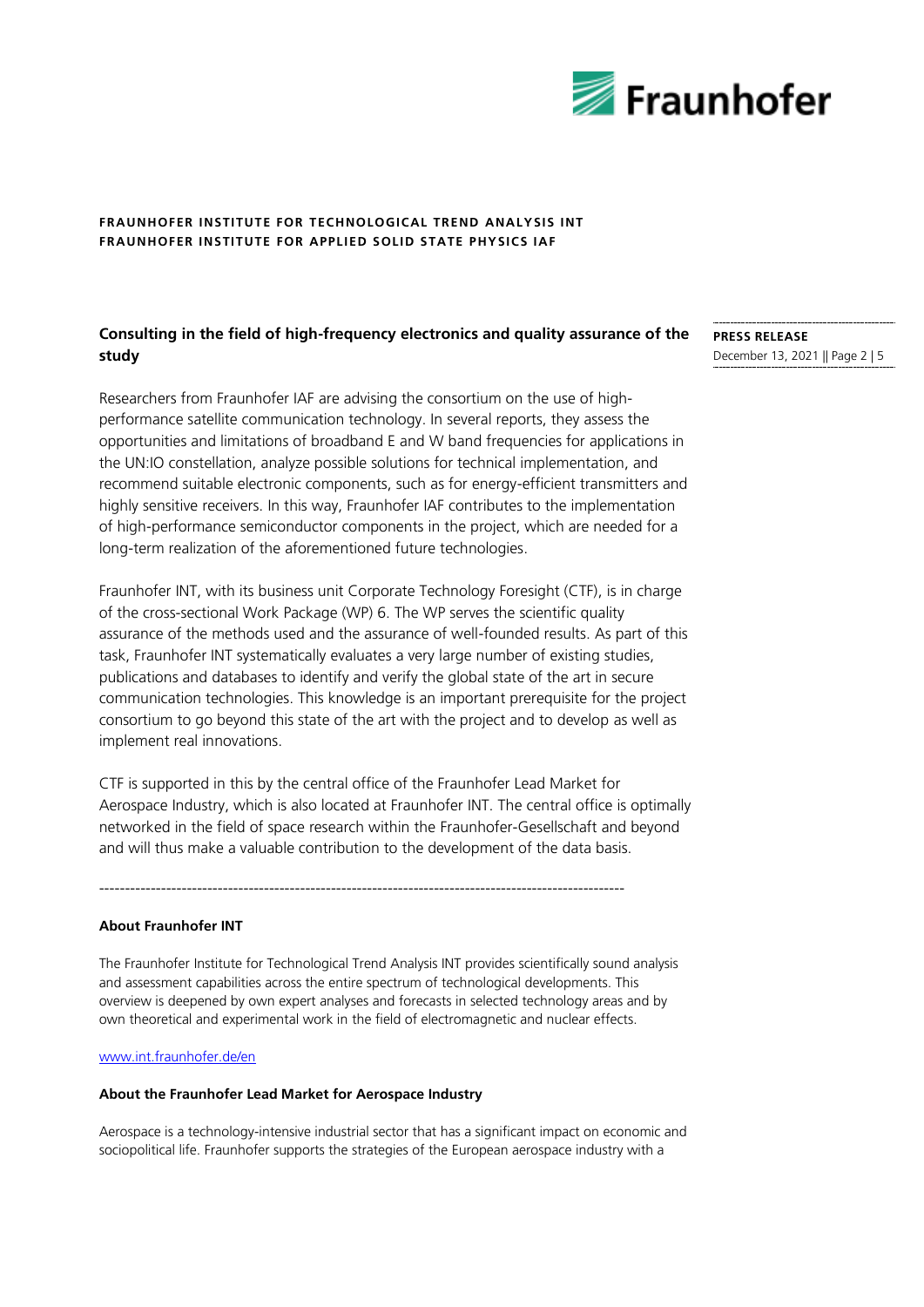**FRAUNHOFER INSTITUTE FOR TECHNOLOGICAL TREND ANALYSIS INT**
**FRAUNHOFER INSTITUTE FOR APPLIED SOLID STATE PHYSICS IAF**

**PRESS RELEASE**
December 13, 2021

## Consulting in the field of high-frequency electronics and quality assurance of the study

Researchers from Fraunhofer IAF are advising the consortium on the use of high-performance satellite communication technology. In several reports, they assess the opportunities and limitations of broadband E and W band frequencies for applications in the UN:IO constellation, analyze possible solutions for technical implementation, and recommend suitable electronic components, such as for energy-efficient transmitters and highly sensitive receivers. In this way, Fraunhofer IAF contributes to the implementation of high-performance semiconductor components in the project, which are needed for a long-term realization of the aforementioned future technologies.

Fraunhofer INT, with its business unit Corporate Technology Foresight (CTF), is in charge of the cross-sectional Work Package (WP) 6. The WP serves the scientific quality assurance of the methods used and the assurance of well-founded results. As part of this task, Fraunhofer INT systematically evaluates a very large number of existing studies, publications and databases to identify and verify the global state of the art in secure communication technologies. This knowledge is an important prerequisite for the project consortium to go beyond this state of the art with the project and to develop as well as implement real innovations.

CTF is supported in this by the central office of the Fraunhofer Lead Market for Aerospace Industry, which is also located at Fraunhofer INT. The central office is optimally networked in the field of space research within the Fraunhofer-Gesellschaft and beyond and will thus make a valuable contribution to the development of the data basis.

---

### About Fraunhofer INT

The Fraunhofer Institute for Technological Trend Analysis INT provides scientifically sound analysis and assessment capabilities across the entire spectrum of technological developments. This overview is deepened by own expert analyses and forecasts in selected technology areas and by own theoretical and experimental work in the field of electromagnetic and nuclear effects.

www.int.fraunhofer.de/en

### About the Fraunhofer Lead Market for Aerospace Industry

Aerospace is a technology-intensive industrial sector that has a significant impact on economic and sociopolitical life. Fraunhofer supports the strategies of the European aerospace industry with a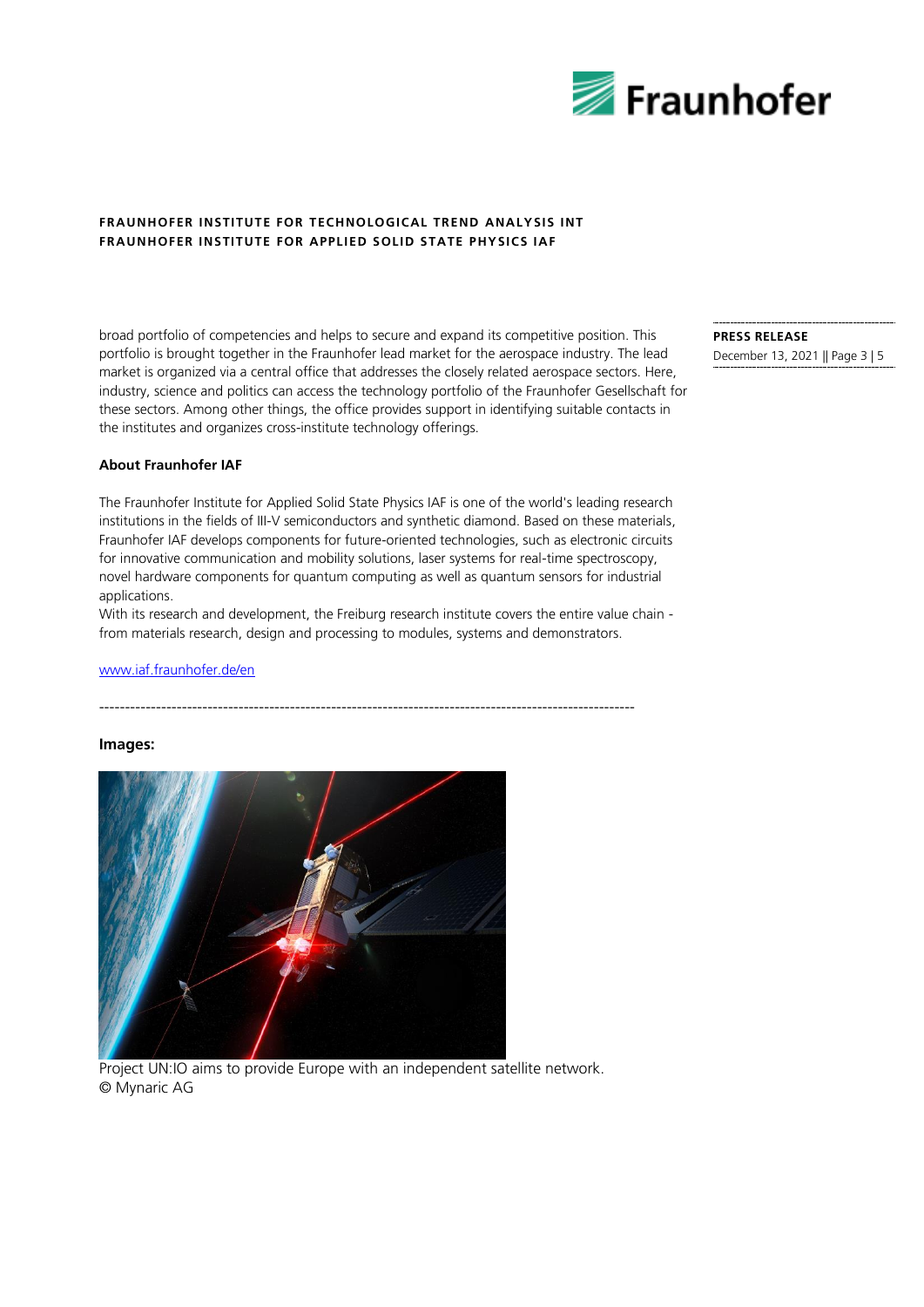broad portfolio of competencies and helps to secure and expand its competitive position. This portfolio is brought together in the Fraunhofer lead market for the aerospace industry. The lead market is organized via a central office that addresses the closely related aerospace sectors. Here, industry, science and politics can access the technology portfolio of the Fraunhofer Gesellschaft for these sectors. Among other things, the office provides support in identifying suitable contacts in the institutes and organizes cross-institute technology offerings.

**About Fraunhofer IAF**

The Fraunhofer Institute for Applied Solid State Physics IAF is one of the world's leading research institutions in the fields of III-V semiconductors and synthetic diamond. Based on these materials, Fraunhofer IAF develops components for future-oriented technologies, such as electronic circuits for innovative communication and mobility solutions, laser systems for real-time spectroscopy, novel hardware components for quantum computing as well as quantum sensors for industrial applications.
With its research and development, the Freiburg research institute covers the entire value chain - from materials research, design and processing to modules, systems and demonstrators.

[www.iaf.fraunhofer.de/en](www.iaf.fraunhofer.de/en)

---

**Images:**

Project UN:IO aims to provide Europe with an independent satellite network.
© Mynaric AG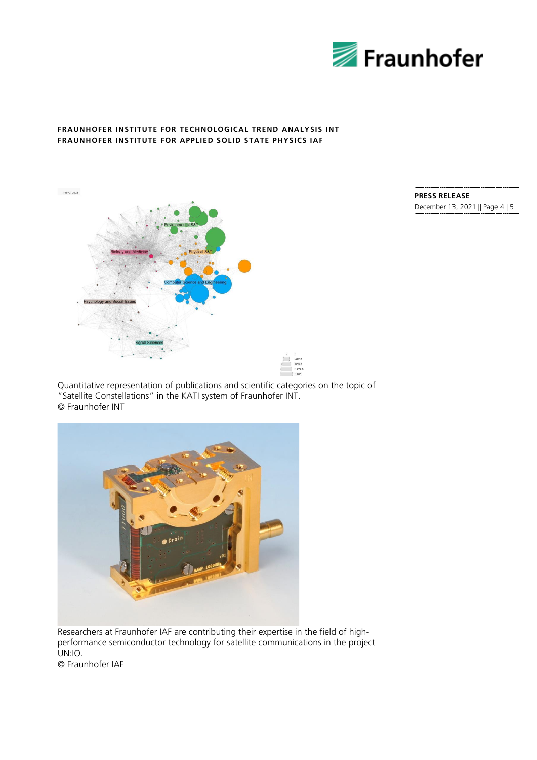**FRAUNHOFER INSTITUTE FOR TECHNOLOGICAL TREND ANALYSIS INT**
**FRAUNHOFER INSTITUTE FOR APPLIED SOLID STATE PHYSICS IAF**

**PRESS RELEASE**
December 13, 2021 || Page 4 | 5

T 1972–2022

Environmental S&T
Biology and Medicine
Physical S&T
Computer Science and Engineering
Psychology and Social Issues
Social Sciences

1
492.5
983.5
1474.5
1966

Quantitative representation of publications and scientific categories on the topic of "Satellite Constellations" in the KATI system of Fraunhofer INT.
© Fraunhofer INT

Researchers at Fraunhofer IAF are contributing their expertise in the field of high-performance semiconductor technology for satellite communications in the project UN:IO.
© Fraunhofer IAF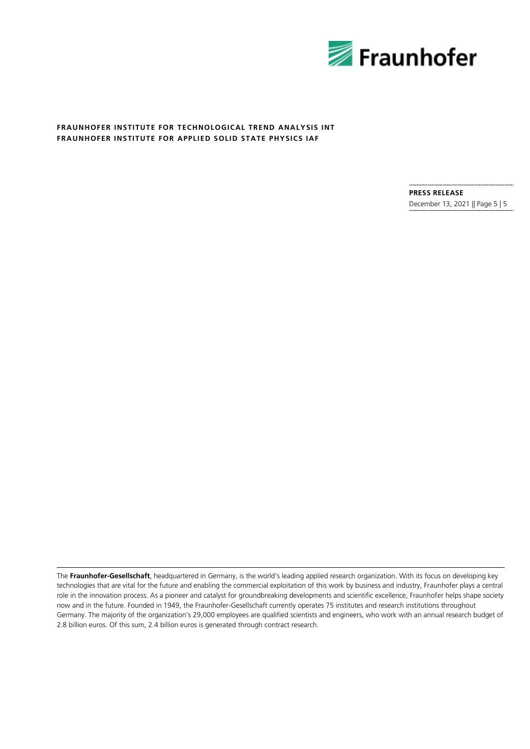**FRAUNHOFER INSTITUTE FOR TECHNOLOGICAL TREND ANALYSIS INT**
**FRAUNHOFER INSTITUTE FOR APPLIED SOLID STATE PHYSICS IAF**

**PRESS RELEASE**
December 13, 2021

The **Fraunhofer-Gesellschaft**, headquartered in Germany, is the world's leading applied research organization. With its focus on developing key technologies that are vital for the future and enabling the commercial exploitation of this work by business and industry, Fraunhofer plays a central role in the innovation process. As a pioneer and catalyst for groundbreaking developments and scientific excellence, Fraunhofer helps shape society now and in the future. Founded in 1949, the Fraunhofer-Gesellschaft currently operates 75 institutes and research institutions throughout Germany. The majority of the organization's 29,000 employees are qualified scientists and engineers, who work with an annual research budget of 2.8 billion euros. Of this sum, 2.4 billion euros is generated through contract research.